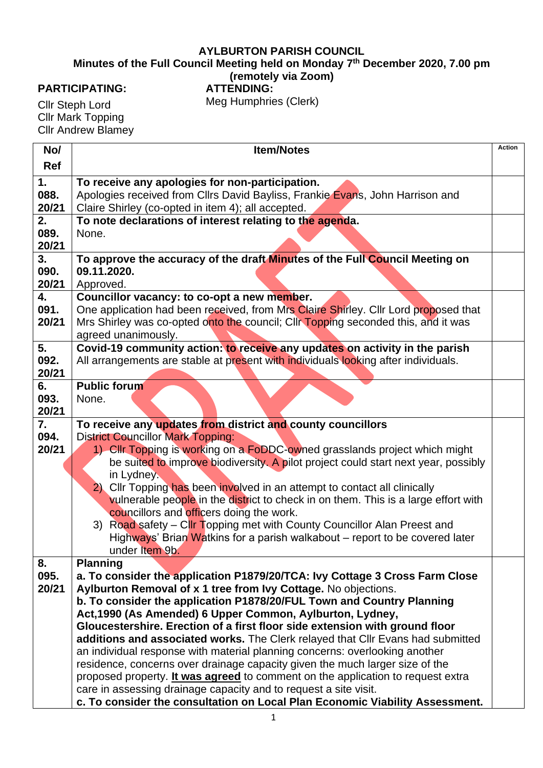# AYLBURTON PARISH COUNCIL

## Minutes of the Full Council Meeting held on Monday 7th December 2020, 7.00 pm (remotely via Zoom)

**PARTICIPATING:**

Cllr Steph Lord
Cllr Mark Topping
Cllr Andrew Blamey

**ATTENDING:**

Meg Humphries (Clerk)

| No/ Ref | Item/Notes | Action |
|---|---|---|
| 1. 088. 20/21 | **To receive any apologies for non-participation.** Apologies received from Cllrs David Bayliss, Frankie Evans, John Harrison and Claire Shirley (co-opted in item 4); all accepted. | |
| 2. 089. 20/21 | **To note declarations of interest relating to the agenda.** None. | |
| 3. 090. 20/21 | **To approve the accuracy of the draft Minutes of the Full Council Meeting on 09.11.2020.** Approved. | |
| 4. 091. 20/21 | **Councillor vacancy: to co-opt a new member.** One application had been received, from Mrs Claire Shirley. Cllr Lord proposed that Mrs Shirley was co-opted onto the council; Cllr Topping seconded this, and it was agreed unanimously. | |
| 5. 092. 20/21 | **Covid-19 community action: to receive any updates on activity in the parish** All arrangements are stable at present with individuals looking after individuals. | |
| 6. 093. 20/21 | **Public forum** None. | |
| 7. 094. 20/21 | **To receive any updates from district and county councillors** District Councillor Mark Topping: 1) Cllr Topping is working on a FoDDC-owned grasslands project which might be suited to improve biodiversity. A pilot project could start next year, possibly in Lydney. 2) Cllr Topping has been involved in an attempt to contact all clinically vulnerable people in the district to check in on them. This is a large effort with councillors and officers doing the work. 3) Road safety – Cllr Topping met with County Councillor Alan Preest and Highways' Brian Watkins for a parish walkabout – report to be covered later under Item 9b. | |
| 8. 095. 20/21 | **Planning** **a. To consider the application P1879/20/TCA: Ivy Cottage 3 Cross Farm Close Aylburton Removal of x 1 tree from Ivy Cottage.** No objections. **b. To consider the application P1878/20/FUL Town and Country Planning Act,1990 (As Amended) 6 Upper Common, Aylburton, Lydney, Gloucestershire. Erection of a first floor side extension with ground floor additions and associated works.** The Clerk relayed that Cllr Evans had submitted an individual response with material planning concerns: overlooking another residence, concerns over drainage capacity given the much larger size of the proposed property. **<u>It was agreed</u>** to comment on the application to request extra care in assessing drainage capacity and to request a site visit. **c. To consider the consultation on Local Plan Economic Viability Assessment.** | |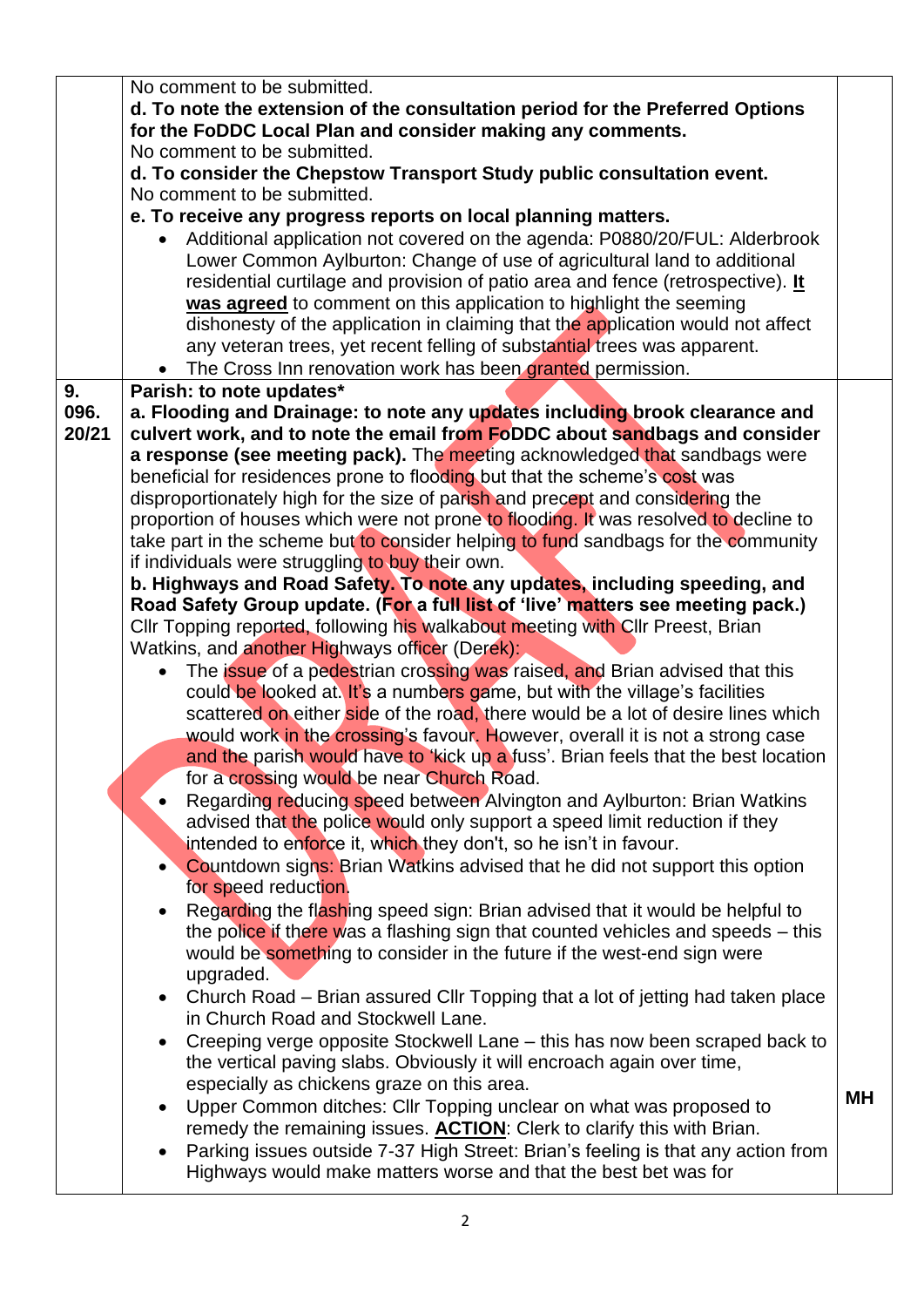| | | |
|---|---|---|
| | No comment to be submitted.<br>**d. To note the extension of the consultation period for the Preferred Options for the FoDDC Local Plan and consider making any comments.**<br>No comment to be submitted.<br>**d. To consider the Chepstow Transport Study public consultation event.**<br>No comment to be submitted.<br>**e. To receive any progress reports on local planning matters.**<br>• Additional application not covered on the agenda: P0880/20/FUL: Alderbrook Lower Common Aylburton: Change of use of agricultural land to additional residential curtilage and provision of patio area and fence (retrospective). **It was agreed** to comment on this application to highlight the seeming dishonesty of the application in claiming that the application would not affect any veteran trees, yet recent felling of substantial trees was apparent.<br>• The Cross Inn renovation work has been granted permission. | |
| **9. 096. 20/21** | **Parish: to note updates***<br>**a. Flooding and Drainage: to note any updates including brook clearance and culvert work, and to note the email from FoDDC about sandbags and consider a response (see meeting pack).** The meeting acknowledged that sandbags were beneficial for residences prone to flooding but that the scheme's cost was disproportionately high for the size of parish and precept and considering the proportion of houses which were not prone to flooding. It was resolved to decline to take part in the scheme but to consider helping to fund sandbags for the community if individuals were struggling to buy their own.<br>**b. Highways and Road Safety. To note any updates, including speeding, and Road Safety Group update. (For a full list of 'live' matters see meeting pack.)**<br>Cllr Topping reported, following his walkabout meeting with Cllr Preest, Brian Watkins, and another Highways officer (Derek):<br>• The issue of a pedestrian crossing was raised, and Brian advised that this could be looked at. It's a numbers game, but with the village's facilities scattered on either side of the road, there would be a lot of desire lines which would work in the crossing's favour. However, overall it is not a strong case and the parish would have to 'kick up a fuss'. Brian feels that the best location for a crossing would be near Church Road.<br>• Regarding reducing speed between Alvington and Aylburton: Brian Watkins advised that the police would only support a speed limit reduction if they intended to enforce it, which they don't, so he isn't in favour.<br>• Countdown signs: Brian Watkins advised that he did not support this option for speed reduction.<br>• Regarding the flashing speed sign: Brian advised that it would be helpful to the police if there was a flashing sign that counted vehicles and speeds – this would be something to consider in the future if the west-end sign were upgraded.<br>• Church Road – Brian assured Cllr Topping that a lot of jetting had taken place in Church Road and Stockwell Lane.<br>• Creeping verge opposite Stockwell Lane – this has now been scraped back to the vertical paving slabs. Obviously it will encroach again over time, especially as chickens graze on this area.<br>• Upper Common ditches: Cllr Topping unclear on what was proposed to remedy the remaining issues. **ACTION**: Clerk to clarify this with Brian.<br>• Parking issues outside 7-37 High Street: Brian's feeling is that any action from Highways would make matters worse and that the best bet was for | **MH** |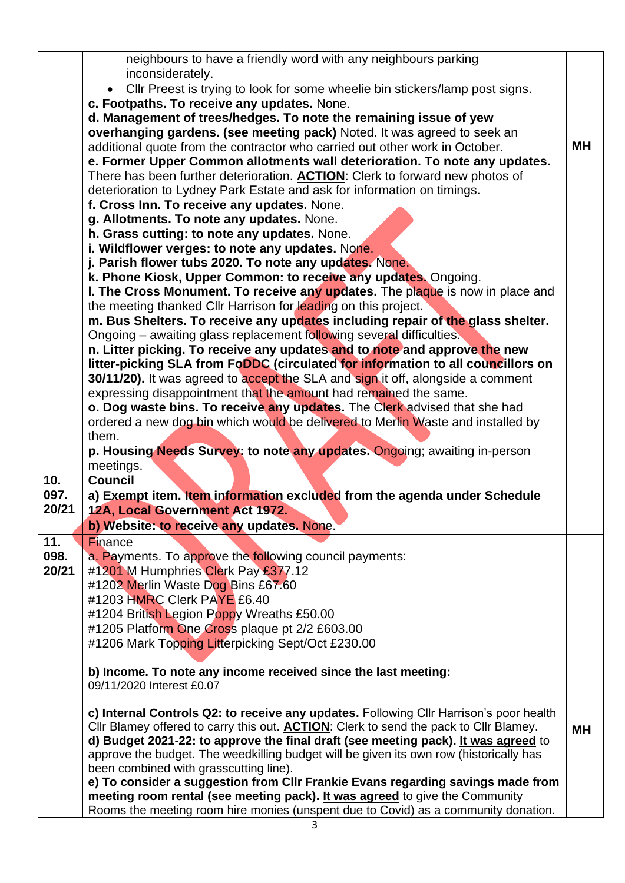| | | |
|---|---|---|
| | neighbours to have a friendly word with any neighbours parking inconsiderately.<br>• Cllr Preest is trying to look for some wheelie bin stickers/lamp post signs.<br>**c. Footpaths. To receive any updates.** None.<br>**d. Management of trees/hedges. To note the remaining issue of yew overhanging gardens. (see meeting pack)** Noted. It was agreed to seek an additional quote from the contractor who carried out other work in October.<br>**e. Former Upper Common allotments wall deterioration. To note any updates.** There has been further deterioration. **ACTION**: Clerk to forward new photos of deterioration to Lydney Park Estate and ask for information on timings.<br>**f. Cross Inn. To receive any updates.** None.<br>**g. Allotments. To note any updates.** None.<br>**h. Grass cutting: to note any updates.** None.<br>**i. Wildflower verges: to note any updates.** None.<br>**j. Parish flower tubs 2020. To note any updates.** None.<br>**k. Phone Kiosk, Upper Common: to receive any updates.** Ongoing.<br>**l. The Cross Monument. To receive any updates.** The plaque is now in place and the meeting thanked Cllr Harrison for leading on this project.<br>**m. Bus Shelters. To receive any updates including repair of the glass shelter.** Ongoing – awaiting glass replacement following several difficulties.<br>**n. Litter picking. To receive any updates and to note and approve the new litter-picking SLA from FoDDC (circulated for information to all councillors on 30/11/20).** It was agreed to accept the SLA and sign it off, alongside a comment expressing disappointment that the amount had remained the same.<br>**o. Dog waste bins. To receive any updates.** The Clerk advised that she had ordered a new dog bin which would be delivered to Merlin Waste and installed by them.<br>**p. Housing Needs Survey: to note any updates.** Ongoing; awaiting in-person meetings. | **MH** |
| **10. 097. 20/21** | **Council**<br>**a) Exempt item. Item information excluded from the agenda under Schedule 12A, Local Government Act 1972.**<br>**b) Website: to receive any updates.** None. | |
| **11. 098. 20/21** | Finance<br>a. Payments. To approve the following council payments:<br>#1201 M Humphries Clerk Pay £377.12<br>#1202 Merlin Waste Dog Bins £67.60<br>#1203 HMRC Clerk PAYE £6.40<br>#1204 British Legion Poppy Wreaths £50.00<br>#1205 Platform One Cross plaque pt 2/2 £603.00<br>#1206 Mark Topping Litterpicking Sept/Oct £230.00<br><br>**b) Income. To note any income received since the last meeting:**<br>09/11/2020 Interest £0.07<br><br>**c) Internal Controls Q2: to receive any updates.** Following Cllr Harrison's poor health Cllr Blamey offered to carry this out. **ACTION**: Clerk to send the pack to Cllr Blamey.<br>**d) Budget 2021-22: to approve the final draft (see meeting pack). It was agreed** to approve the budget. The weedkilling budget will be given its own row (historically has been combined with grasscutting line).<br>**e) To consider a suggestion from Cllr Frankie Evans regarding savings made from meeting room rental (see meeting pack). It was agreed** to give the Community Rooms the meeting room hire monies (unspent due to Covid) as a community donation. | **MH** |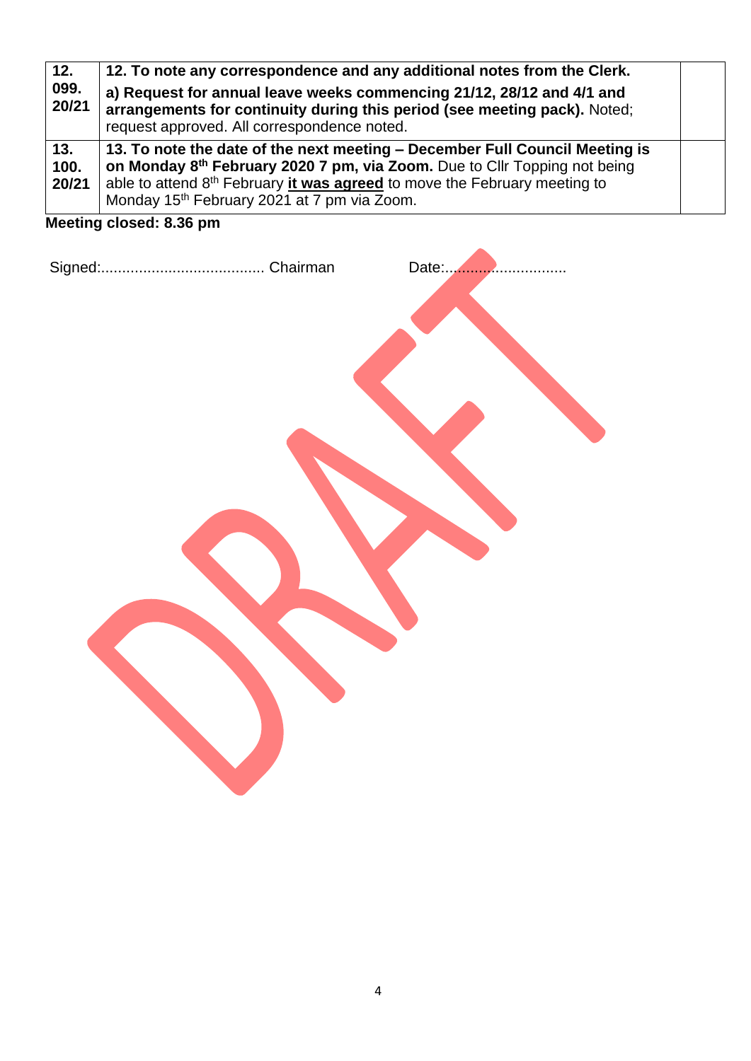| | | |
|---|---|---|
| 12. 099. 20/21 | **12. To note any correspondence and any additional notes from the Clerk.**<br><br>**a) Request for annual leave weeks commencing 21/12, 28/12 and 4/1 and arrangements for continuity during this period (see meeting pack).** Noted; request approved. All correspondence noted. | |
| 13. 100. 20/21 | **13. To note the date of the next meeting – December Full Council Meeting is on Monday 8th February 2020 7 pm, via Zoom.** Due to Cllr Topping not being able to attend 8th February **it was agreed** to move the February meeting to Monday 15th February 2021 at 7 pm via Zoom. | |

**Meeting closed: 8.36 pm**

Signed:...................................... Chairman Date:............................

DRAFT